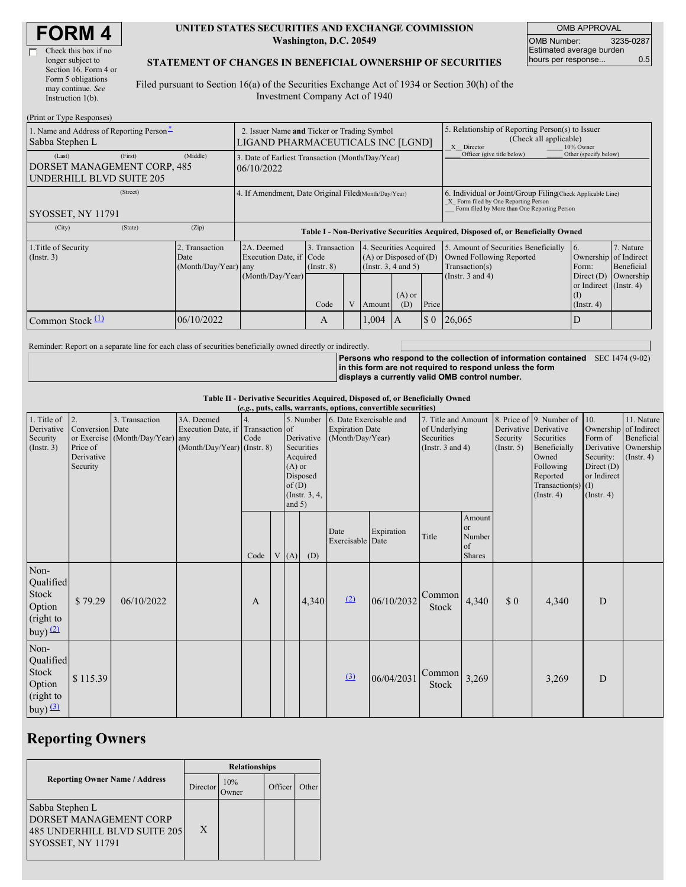# FORM 4

☐ Check this box if no longer subject to Section 16. Form 4 or Form 5 obligations may continue. *See* Instruction 1(b).

**UNITED STATES SECURITIES AND EXCHANGE COMMISSION**
**Washington, D.C. 20549**

**STATEMENT OF CHANGES IN BENEFICIAL OWNERSHIP OF SECURITIES**

Filed pursuant to Section 16(a) of the Securities Exchange Act of 1934 or Section 30(h) of the Investment Company Act of 1940

| OMB APPROVAL | |
|---|---|
| OMB Number: | 3235-0287 |
| Estimated average burden hours per response... | 0.5 |

(Print or Type Responses)

1. Name and Address of Reporting Person*
Sabba Stephen L
(Last) (First) (Middle)
DORSET MANAGEMENT CORP, 485 UNDERHILL BLVD SUITE 205
(Street)
SYOSSET, NY 11791
(City) (State) (Zip)

2. Issuer Name **and** Ticker or Trading Symbol
LIGAND PHARMACEUTICALS INC [LGND]

3. Date of Earliest Transaction (Month/Day/Year)
06/10/2022

4. If Amendment, Date Original Filed (Month/Day/Year)

5. Relationship of Reporting Person(s) to Issuer (Check all applicable)
_X_ Director ___ 10% Owner
___ Officer (give title below) ___ Other (specify below)

6. Individual or Joint/Group Filing (Check Applicable Line)
_X_ Form filed by One Reporting Person
___ Form filed by More than One Reporting Person

**Table I - Non-Derivative Securities Acquired, Disposed of, or Beneficially Owned**

| 1.Title of Security (Instr. 3) | 2. Transaction Date (Month/Day/Year) | 2A. Deemed Execution Date, if any (Month/Day/Year) | 3. Transaction Code (Instr. 8) | | 4. Securities Acquired (A) or Disposed of (D) (Instr. 3, 4 and 5) | | | 5. Amount of Securities Beneficially Owned Following Reported Transaction(s) (Instr. 3 and 4) | 6. Ownership Form: Direct (D) or Indirect (I) (Instr. 4) | 7. Nature of Indirect Beneficial Ownership (Instr. 4) |
|---|---|---|---|---|---|---|---|---|---|---|
| | | | Code | V | Amount | (A) or (D) | Price | | | |
| Common Stock (1) | 06/10/2022 | | A | | 1,004 | A | $ 0 | 26,065 | D | |

Reminder: Report on a separate line for each class of securities beneficially owned directly or indirectly.

**Persons who respond to the collection of information contained in this form are not required to respond unless the form displays a currently valid OMB control number.** SEC 1474 (9-02)

**Table II - Derivative Securities Acquired, Disposed of, or Beneficially Owned**
**(*e.g.*, puts, calls, warrants, options, convertible securities)**

| 1. Title of Derivative Security (Instr. 3) | 2. Conversion or Exercise Price of Derivative Security | 3. Transaction Date (Month/Day/Year) | 3A. Deemed Execution Date, if any (Month/Day/Year) | 4. Transaction Code (Instr. 8) | | 5. Number of Derivative Securities Acquired (A) or Disposed of (D) (Instr. 3, 4, and 5) | | 6. Date Exercisable and Expiration Date (Month/Day/Year) | | 7. Title and Amount of Underlying Securities (Instr. 3 and 4) | | 8. Price of Derivative Security (Instr. 5) | 9. Number of Derivative Securities Beneficially Owned Following Reported Transaction(s) (Instr. 4) | 10. Ownership Form of Derivative Security: Direct (D) or Indirect (I) (Instr. 4) | 11. Nature of Indirect Beneficial Ownership (Instr. 4) |
|---|---|---|---|---|---|---|---|---|---|---|---|---|---|---|---|
| | | | | Code | V | (A) | (D) | Date Exercisable | Expiration Date | Title | Amount or Number of Shares | | | | |
| Non-Qualified Stock Option (right to buy) (2) | $ 79.29 | 06/10/2022 | | A | | 4,340 | | (2) | 06/10/2032 | Common Stock | 4,340 | $ 0 | 4,340 | D | |
| Non-Qualified Stock Option (right to buy) (3) | $ 115.39 | | | | | | | (3) | 06/04/2031 | Common Stock | 3,269 | | 3,269 | D | |

## Reporting Owners

| Reporting Owner Name / Address | Relationships | | | |
|---|---|---|---|---|
| | Director | 10% Owner | Officer | Other |
| Sabba Stephen L<br>DORSET MANAGEMENT CORP<br>485 UNDERHILL BLVD SUITE 205<br>SYOSSET, NY 11791 | X | | | |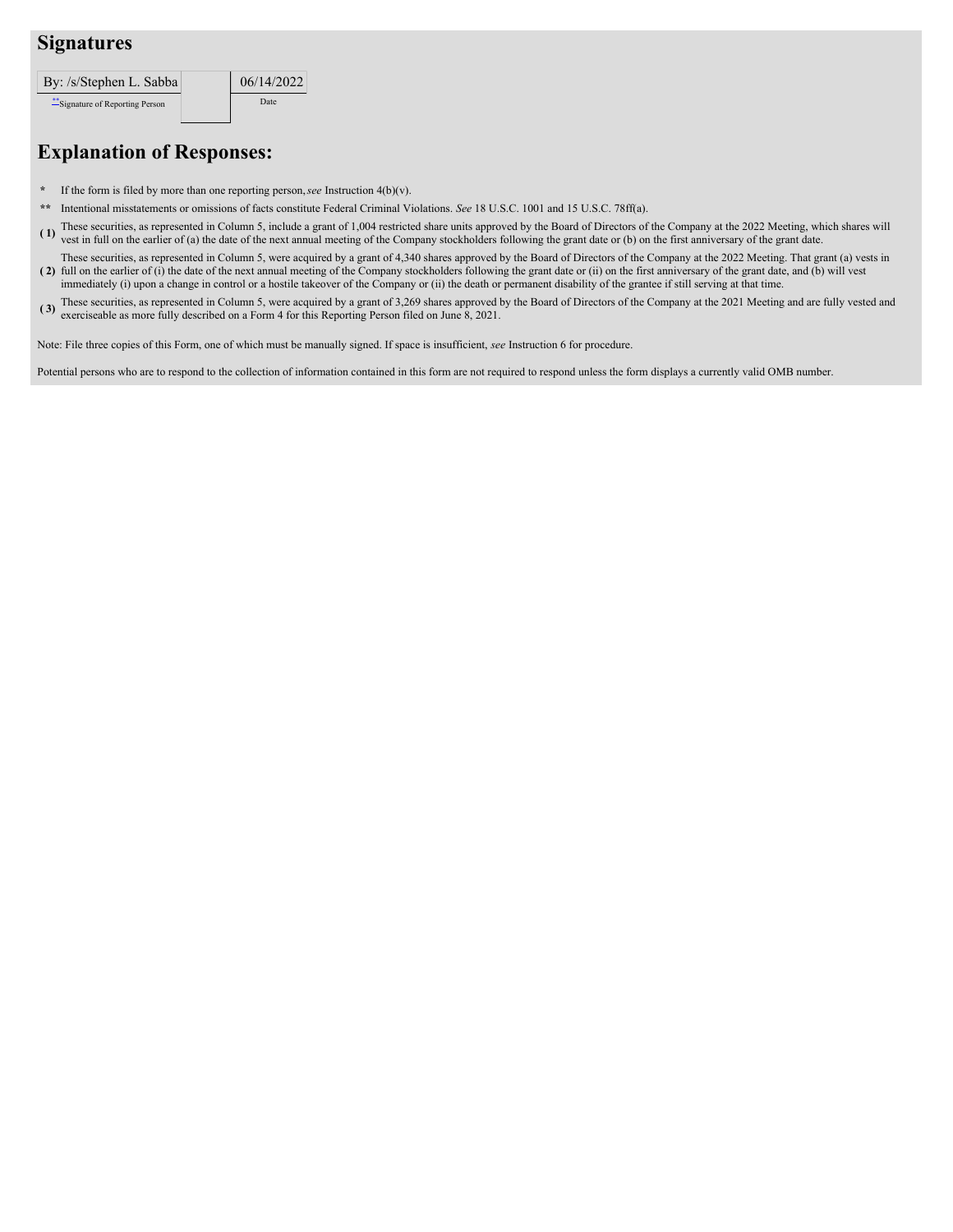## Signatures

| By: /s/Stephen L. Sabba | | 06/14/2022 |
| --- | --- | --- |
| ** Signature of Reporting Person | | Date |

## Explanation of Responses:

\* If the form is filed by more than one reporting person, *see* Instruction 4(b)(v).

\** Intentional misstatements or omissions of facts constitute Federal Criminal Violations. *See* 18 U.S.C. 1001 and 15 U.S.C. 78ff(a).

( 1) These securities, as represented in Column 5, include a grant of 1,004 restricted share units approved by the Board of Directors of the Company at the 2022 Meeting, which shares will vest in full on the earlier of (a) the date of the next annual meeting of the Company stockholders following the grant date or (b) on the first anniversary of the grant date.

( 2) These securities, as represented in Column 5, were acquired by a grant of 4,340 shares approved by the Board of Directors of the Company at the 2022 Meeting. That grant (a) vests in full on the earlier of (i) the date of the next annual meeting of the Company stockholders following the grant date or (ii) on the first anniversary of the grant date, and (b) will vest immediately (i) upon a change in control or a hostile takeover of the Company or (ii) the death or permanent disability of the grantee if still serving at that time.

( 3) These securities, as represented in Column 5, were acquired by a grant of 3,269 shares approved by the Board of Directors of the Company at the 2021 Meeting and are fully vested and exerciseable as more fully described on a Form 4 for this Reporting Person filed on June 8, 2021.

Note: File three copies of this Form, one of which must be manually signed. If space is insufficient, *see* Instruction 6 for procedure.

Potential persons who are to respond to the collection of information contained in this form are not required to respond unless the form displays a currently valid OMB number.